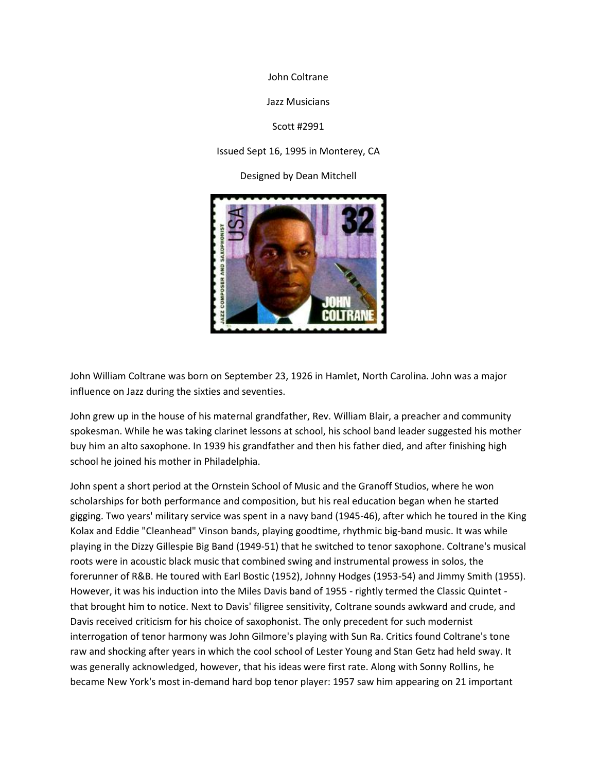John Coltrane

Jazz Musicians

Scott #2991

Issued Sept 16, 1995 in Monterey, CA

Designed by Dean Mitchell

John William Coltrane was born on September 23, 1926 in Hamlet, North Carolina. John was a major influence on Jazz during the sixties and seventies.

John grew up in the house of his maternal grandfather, Rev. William Blair, a preacher and community spokesman. While he was taking clarinet lessons at school, his school band leader suggested his mother buy him an alto saxophone. In 1939 his grandfather and then his father died, and after finishing high school he joined his mother in Philadelphia.

John spent a short period at the Ornstein School of Music and the Granoff Studios, where he won scholarships for both performance and composition, but his real education began when he started gigging. Two years' military service was spent in a navy band (1945-46), after which he toured in the King Kolax and Eddie "Cleanhead" Vinson bands, playing goodtime, rhythmic big-band music. It was while playing in the Dizzy Gillespie Big Band (1949-51) that he switched to tenor saxophone. Coltrane's musical roots were in acoustic black music that combined swing and instrumental prowess in solos, the forerunner of R&B. He toured with Earl Bostic (1952), Johnny Hodges (1953-54) and Jimmy Smith (1955). However, it was his induction into the Miles Davis band of 1955 - rightly termed the Classic Quintet - that brought him to notice. Next to Davis' filigree sensitivity, Coltrane sounds awkward and crude, and Davis received criticism for his choice of saxophonist. The only precedent for such modernist interrogation of tenor harmony was John Gilmore's playing with Sun Ra. Critics found Coltrane's tone raw and shocking after years in which the cool school of Lester Young and Stan Getz had held sway. It was generally acknowledged, however, that his ideas were first rate. Along with Sonny Rollins, he became New York's most in-demand hard bop tenor player: 1957 saw him appearing on 21 important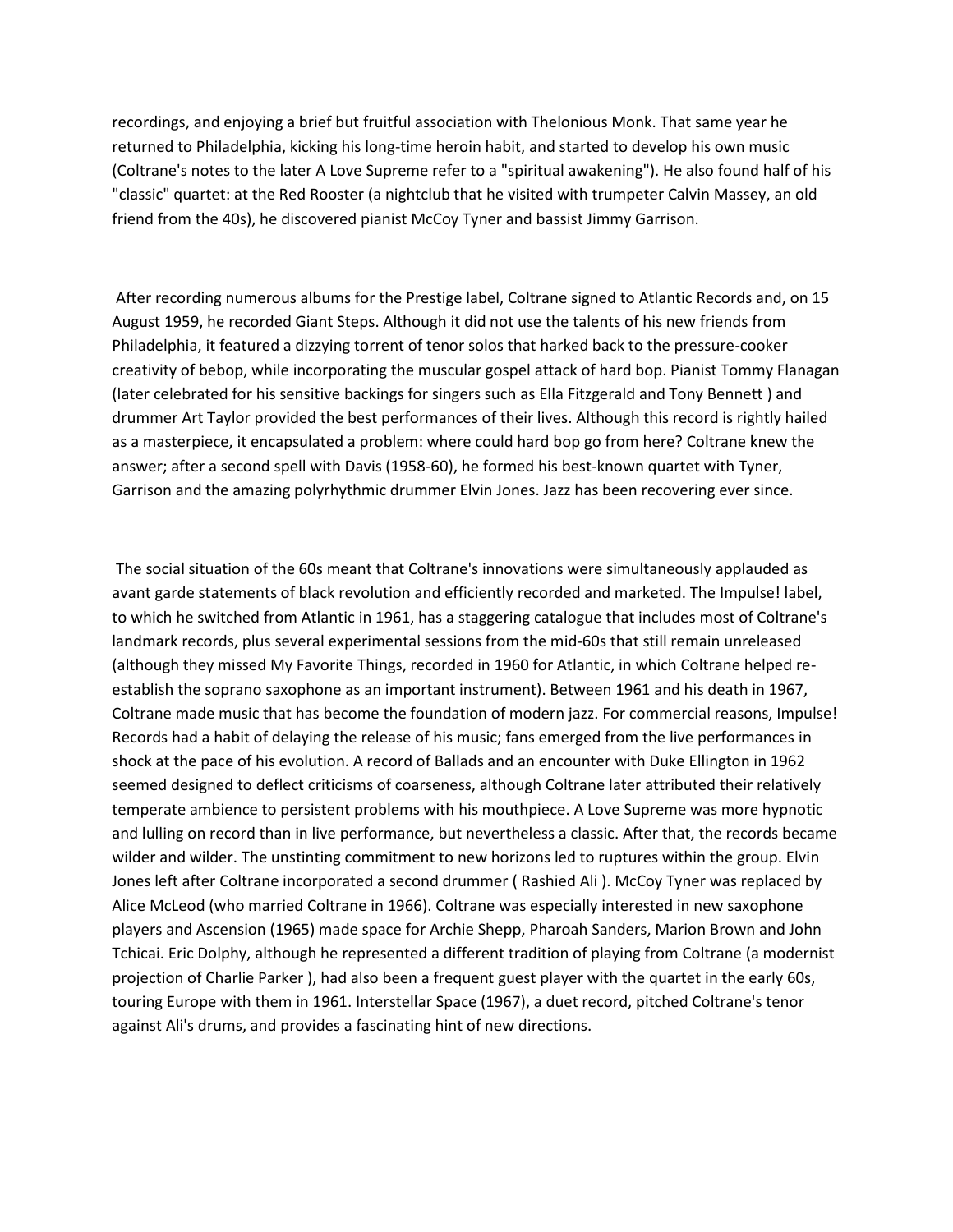recordings, and enjoying a brief but fruitful association with Thelonious Monk. That same year he returned to Philadelphia, kicking his long-time heroin habit, and started to develop his own music (Coltrane's notes to the later A Love Supreme refer to a "spiritual awakening"). He also found half of his "classic" quartet: at the Red Rooster (a nightclub that he visited with trumpeter Calvin Massey, an old friend from the 40s), he discovered pianist McCoy Tyner and bassist Jimmy Garrison.

After recording numerous albums for the Prestige label, Coltrane signed to Atlantic Records and, on 15 August 1959, he recorded Giant Steps. Although it did not use the talents of his new friends from Philadelphia, it featured a dizzying torrent of tenor solos that harked back to the pressure-cooker creativity of bebop, while incorporating the muscular gospel attack of hard bop. Pianist Tommy Flanagan (later celebrated for his sensitive backings for singers such as Ella Fitzgerald and Tony Bennett ) and drummer Art Taylor provided the best performances of their lives. Although this record is rightly hailed as a masterpiece, it encapsulated a problem: where could hard bop go from here? Coltrane knew the answer; after a second spell with Davis (1958-60), he formed his best-known quartet with Tyner, Garrison and the amazing polyrhythmic drummer Elvin Jones. Jazz has been recovering ever since.

The social situation of the 60s meant that Coltrane's innovations were simultaneously applauded as avant garde statements of black revolution and efficiently recorded and marketed. The Impulse! label, to which he switched from Atlantic in 1961, has a staggering catalogue that includes most of Coltrane's landmark records, plus several experimental sessions from the mid-60s that still remain unreleased (although they missed My Favorite Things, recorded in 1960 for Atlantic, in which Coltrane helped re-establish the soprano saxophone as an important instrument). Between 1961 and his death in 1967, Coltrane made music that has become the foundation of modern jazz. For commercial reasons, Impulse! Records had a habit of delaying the release of his music; fans emerged from the live performances in shock at the pace of his evolution. A record of Ballads and an encounter with Duke Ellington in 1962 seemed designed to deflect criticisms of coarseness, although Coltrane later attributed their relatively temperate ambience to persistent problems with his mouthpiece. A Love Supreme was more hypnotic and lulling on record than in live performance, but nevertheless a classic. After that, the records became wilder and wilder. The unstinting commitment to new horizons led to ruptures within the group. Elvin Jones left after Coltrane incorporated a second drummer ( Rashied Ali ). McCoy Tyner was replaced by Alice McLeod (who married Coltrane in 1966). Coltrane was especially interested in new saxophone players and Ascension (1965) made space for Archie Shepp, Pharoah Sanders, Marion Brown and John Tchicai. Eric Dolphy, although he represented a different tradition of playing from Coltrane (a modernist projection of Charlie Parker ), had also been a frequent guest player with the quartet in the early 60s, touring Europe with them in 1961. Interstellar Space (1967), a duet record, pitched Coltrane's tenor against Ali's drums, and provides a fascinating hint of new directions.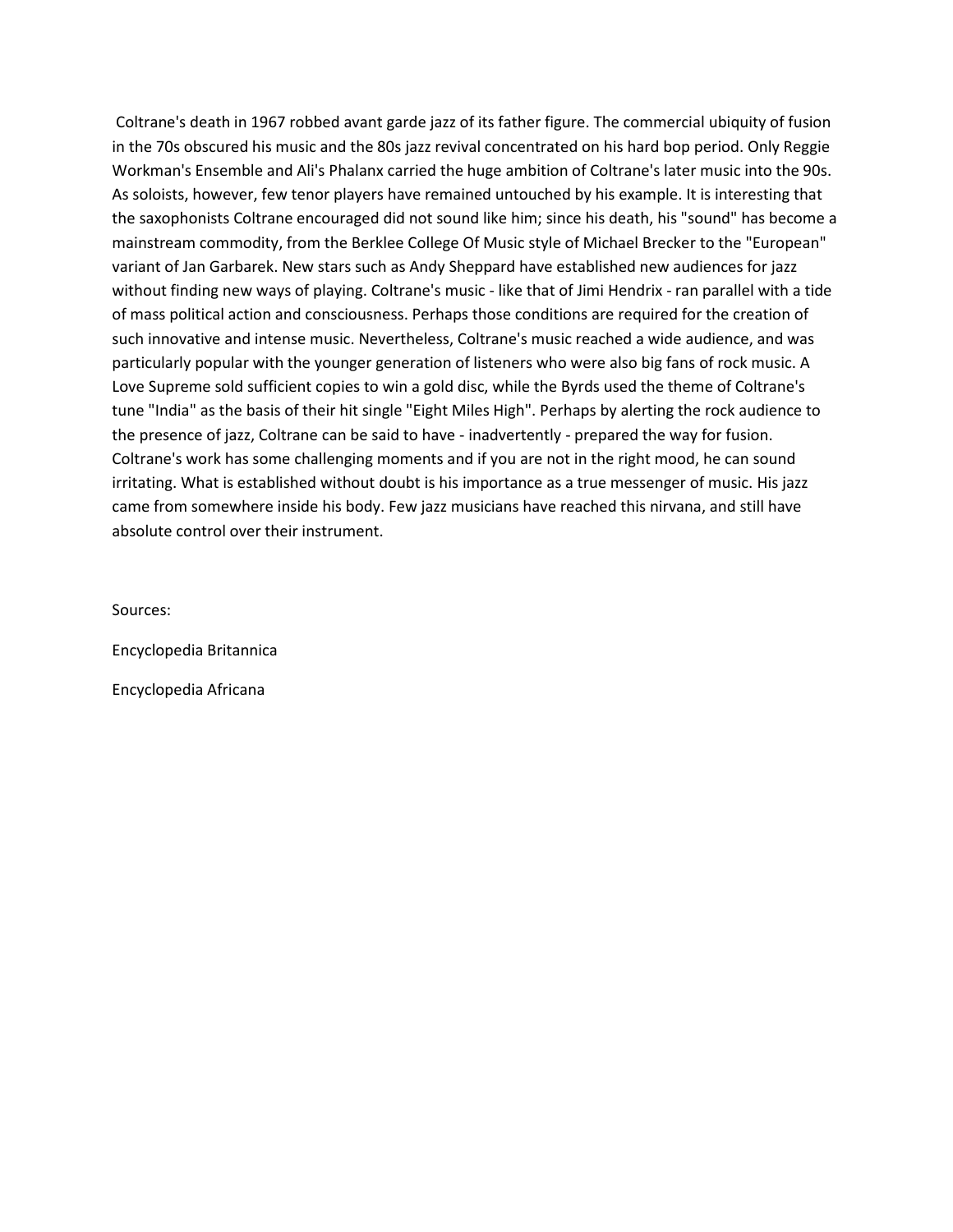Coltrane's death in 1967 robbed avant garde jazz of its father figure. The commercial ubiquity of fusion in the 70s obscured his music and the 80s jazz revival concentrated on his hard bop period. Only Reggie Workman's Ensemble and Ali's Phalanx carried the huge ambition of Coltrane's later music into the 90s. As soloists, however, few tenor players have remained untouched by his example. It is interesting that the saxophonists Coltrane encouraged did not sound like him; since his death, his "sound" has become a mainstream commodity, from the Berklee College Of Music style of Michael Brecker to the "European" variant of Jan Garbarek. New stars such as Andy Sheppard have established new audiences for jazz without finding new ways of playing. Coltrane's music - like that of Jimi Hendrix - ran parallel with a tide of mass political action and consciousness. Perhaps those conditions are required for the creation of such innovative and intense music. Nevertheless, Coltrane's music reached a wide audience, and was particularly popular with the younger generation of listeners who were also big fans of rock music. A Love Supreme sold sufficient copies to win a gold disc, while the Byrds used the theme of Coltrane's tune "India" as the basis of their hit single "Eight Miles High". Perhaps by alerting the rock audience to the presence of jazz, Coltrane can be said to have - inadvertently - prepared the way for fusion. Coltrane's work has some challenging moments and if you are not in the right mood, he can sound irritating. What is established without doubt is his importance as a true messenger of music. His jazz came from somewhere inside his body. Few jazz musicians have reached this nirvana, and still have absolute control over their instrument.

Sources:

Encyclopedia Britannica

Encyclopedia Africana